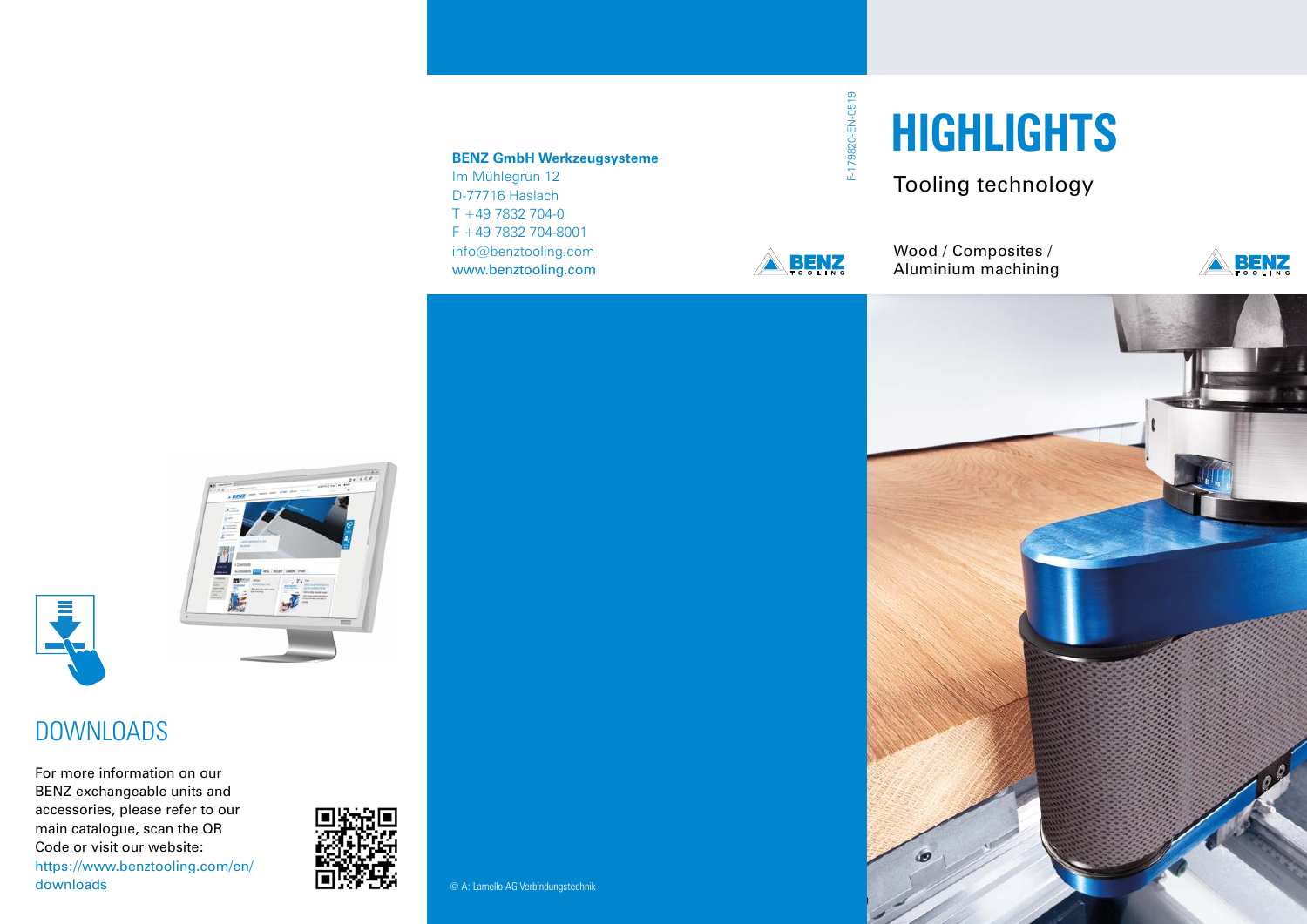## DOWNLOADS

For more information on our BENZ exchangeable units and accessories, please refer to our main catalogue, scan the QR Code or visit our website: https://www.benztooling.com/en/downloads

**BENZ GmbH Werkzeugsysteme**
Im Mühlegrün 12
D-77716 Haslach
T +49 7832 704-0
F +49 7832 704-8001
info@benztooling.com
www.benztooling.com

© A: Lamello AG Verbindungstechnik

F-179820-EN-0519

# HIGHLIGHTS

Tooling technology

Wood / Composites / Aluminium machining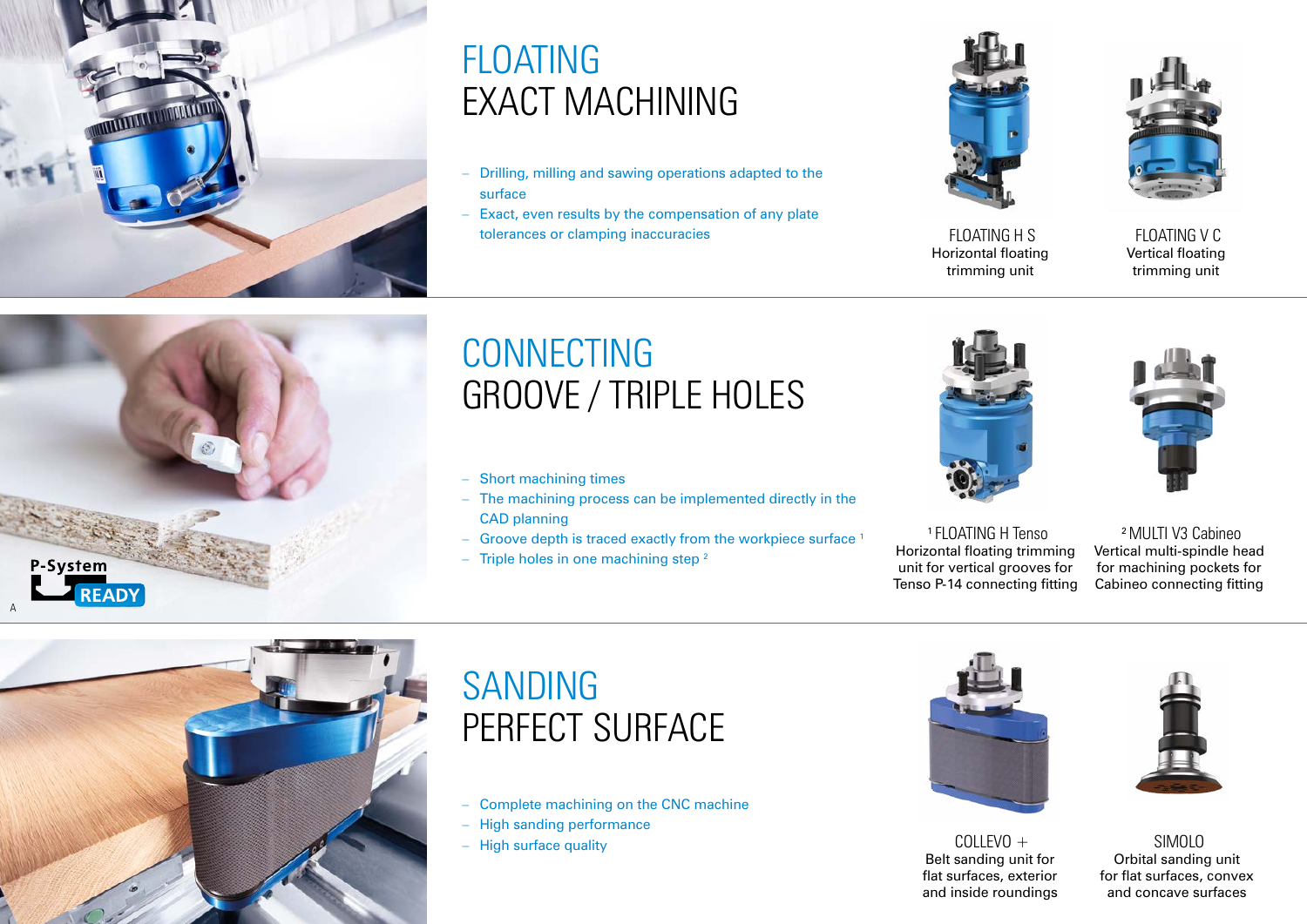# FLOATING EXACT MACHINING

- Drilling, milling and sawing operations adapted to the surface
- Exact, even results by the compensation of any plate tolerances or clamping inaccuracies

FLOATING H S
Horizontal floating trimming unit

FLOATING V C
Vertical floating trimming unit

# CONNECTING GROOVE / TRIPLE HOLES

P-System READY

A

- Short machining times
- The machining process can be implemented directly in the CAD planning
- Groove depth is traced exactly from the workpiece surface [1]
- Triple holes in one machining step [2]

[1] FLOATING H Tenso
Horizontal floating trimming unit for vertical grooves for Tenso P-14 connecting fitting

[2] MULTI V3 Cabineo
Vertical multi-spindle head for machining pockets for Cabineo connecting fitting

# SANDING PERFECT SURFACE

- Complete machining on the CNC machine
- High sanding performance
- High surface quality

COLLEVO +
Belt sanding unit for flat surfaces, exterior and inside roundings

SIMOLO
Orbital sanding unit for flat surfaces, convex and concave surfaces